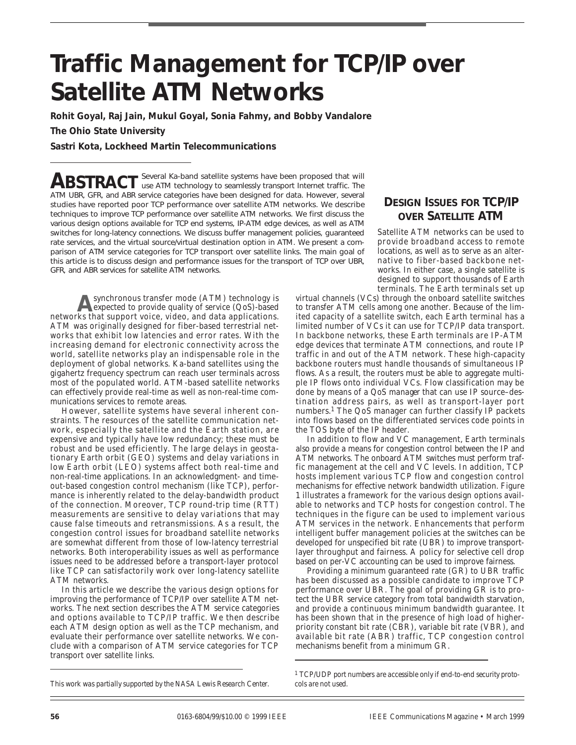# Traffic Management for TCP/IP over Satellite ATM Networks

**Rohit Goyal, Raj Jain, Mukul Goyal, Sonia Fahmy, and Bobby Vandalore**

**The Ohio State University**

**Sastri Kota, Lockheed Martin Telecommunications**

**ABSTRACT** Several Ka-band satellite systems have been proposed that will use ATM technology to seamlessly transport Internet traffic. The ATM UBR, GFR, and ABR service categories have been designed for data. However, several studies have reported poor TCP performance over satellite ATM networks. We describe techniques to improve TCP performance over satellite ATM networks. We first discuss the various design options available for TCP end systems, IP-ATM edge devices, as well as ATM switches for long-latency connections. We discuss buffer management policies, guaranteed rate services, and the virtual source/virtual destination option in ATM. We present a comparison of ATM service categories for TCP transport over satellite links. The main goal of this article is to discuss design and performance issues for the transport of TCP over UBR, GFR, and ABR services for satellite ATM networks.

Asynchronous transfer mode (ATM) technology is expected to provide quality of service (QoS)-based networks that support voice, video, and data applications. ATM was originally designed for fiber-based terrestrial networks that exhibit low latencies and error rates. With the increasing demand for electronic connectivity across the world, satellite networks play an indispensable role in the deployment of global networks. Ka-band satellites using the gigahertz frequency spectrum can reach user terminals across most of the populated world. ATM-based satellite networks can effectively provide real-time as well as non-real-time communications services to remote areas.

However, satellite systems have several inherent constraints. The resources of the satellite communication network, especially the satellite and the Earth station, are expensive and typically have low redundancy; these must be robust and be used efficiently. The large delays in geostationary Earth orbit (GEO) systems and delay variations in low Earth orbit (LEO) systems affect both real-time and non-real-time applications. In an acknowledgment- and timeout-based congestion control mechanism (like TCP), performance is inherently related to the delay-bandwidth product of the connection. Moreover, TCP round-trip time (RTT) measurements are sensitive to delay variations that may cause false timeouts and retransmissions. As a result, the congestion control issues for broadband satellite networks are somewhat different from those of low-latency terrestrial networks. Both interoperability issues as well as performance issues need to be addressed before a transport-layer protocol like TCP can satisfactorily work over long-latency satellite ATM networks.

In this article we describe the various design options for improving the performance of TCP/IP over satellite ATM networks. The next section describes the ATM service categories and options available to TCP/IP traffic. We then describe each ATM design option as well as the TCP mechanism, and evaluate their performance over satellite networks. We conclude with a comparison of ATM service categories for TCP transport over satellite links.

This work was partially supported by the NASA Lewis Research Center.

## Design Issues for TCP/IP over Satellite ATM

Satellite ATM networks can be used to provide broadband access to remote locations, as well as to serve as an alternative to fiber-based backbone networks. In either case, a single satellite is designed to support thousands of Earth terminals. The Earth terminals set up virtual channels (VCs) through the onboard satellite switches to transfer ATM cells among one another. Because of the limited capacity of a satellite switch, each Earth terminal has a limited number of VCs it can use for TCP/IP data transport. In backbone networks, these Earth terminals are IP-ATM edge devices that terminate ATM connections, and route IP traffic in and out of the ATM network. These high-capacity backbone routers must handle thousands of simultaneous IP flows. As a result, the routers must be able to aggregate multiple IP flows onto individual VCs. Flow classification may be done by means of a QoS manager that can use IP source–destination address pairs, as well as transport-layer port numbers.[1] The QoS manager can further classify IP packets into flows based on the differentiated services code points in the TOS byte of the IP header.

In addition to flow and VC management, Earth terminals also provide a means for congestion control between the IP and ATM networks. The onboard ATM switches must perform traffic management at the cell and VC levels. In addition, TCP hosts implement various TCP flow and congestion control mechanisms for effective network bandwidth utilization. Figure 1 illustrates a framework for the various design options available to networks and TCP hosts for congestion control. The techniques in the figure can be used to implement various ATM services in the network. Enhancements that perform intelligent buffer management policies at the switches can be developed for unspecified bit rate (UBR) to improve transport-layer throughput and fairness. A policy for selective cell drop based on per-VC accounting can be used to improve fairness.

Providing a minimum guaranteed rate (GR) to UBR traffic has been discussed as a possible candidate to improve TCP performance over UBR. The goal of providing GR is to protect the UBR service category from total bandwidth starvation, and provide a continuous minimum bandwidth guarantee. It has been shown that in the presence of high load of higher-priority constant bit rate (CBR), variable bit rate (VBR), and available bit rate (ABR) traffic, TCP congestion control mechanisms benefit from a minimum GR.

[1] TCP/UDP port numbers are accessible only if end-to-end security protocols are not used.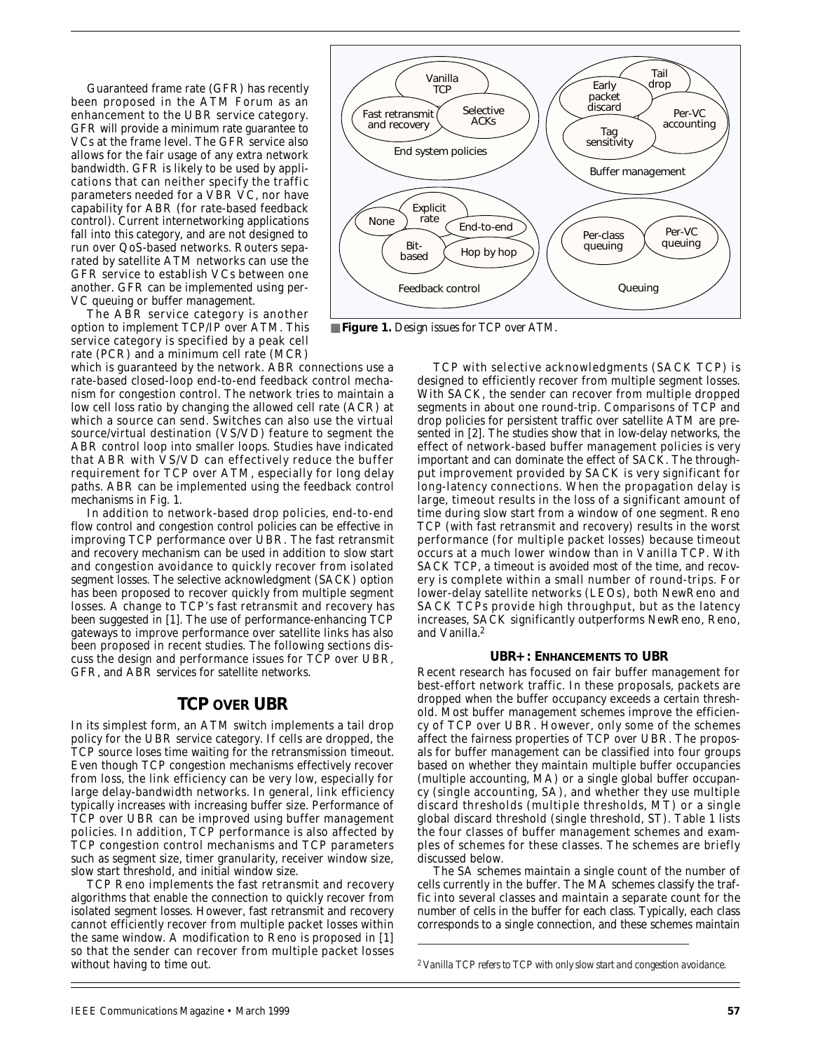Guaranteed frame rate (GFR) has recently been proposed in the ATM Forum as an enhancement to the UBR service category. GFR will provide a minimum rate guarantee to VCs at the frame level. The GFR service also allows for the fair usage of any extra network bandwidth. GFR is likely to be used by applications that can neither specify the traffic parameters needed for a VBR VC, nor have capability for ABR (for rate-based feedback control). Current internetworking applications fall into this category, and are not designed to run over QoS-based networks. Routers separated by satellite ATM networks can use the GFR service to establish VCs between one another. GFR can be implemented using per-VC queuing or buffer management.

The ABR service category is another option to implement TCP/IP over ATM. This service category is specified by a peak cell rate (PCR) and a minimum cell rate (MCR) which is guaranteed by the network. ABR connections use a rate-based closed-loop end-to-end feedback control mechanism for congestion control. The network tries to maintain a low cell loss ratio by changing the allowed cell rate (ACR) at which a source can send. Switches can also use the virtual source/virtual destination (VS/VD) feature to segment the ABR control loop into smaller loops. Studies have indicated that ABR with VS/VD can effectively reduce the buffer requirement for TCP over ATM, especially for long delay paths. ABR can be implemented using the feedback control mechanisms in Fig. 1.

In addition to network-based drop policies, end-to-end flow control and congestion control policies can be effective in improving TCP performance over UBR. The fast retransmit and recovery mechanism can be used in addition to slow start and congestion avoidance to quickly recover from isolated segment losses. The selective acknowledgment (SACK) option has been proposed to recover quickly from multiple segment losses. A change to TCP's fast retransmit and recovery has been suggested in [1]. The use of performance-enhancing TCP gateways to improve performance over satellite links has also been proposed in recent studies. The following sections discuss the design and performance issues for TCP over UBR, GFR, and ABR services for satellite networks.

Vanilla TCP
Fast retransmit and recovery
Selective ACKs
End system policies
Tail drop
Early packet discard
Per-VC accounting
Tag sensitivity
Buffer management
None
Explicit rate
End-to-end
Bit-based
Hop by hop
Feedback control
Per-class queuing
Per-VC queuing
Queuing

**Figure 1.** *Design issues for TCP over ATM.*

## TCP OVER UBR

In its simplest form, an ATM switch implements a tail drop policy for the UBR service category. If cells are dropped, the TCP source loses time waiting for the retransmission timeout. Even though TCP congestion mechanisms effectively recover from loss, the link efficiency can be very low, especially for large delay-bandwidth networks. In general, link efficiency typically increases with increasing buffer size. Performance of TCP over UBR can be improved using buffer management policies. In addition, TCP performance is also affected by TCP congestion control mechanisms and TCP parameters such as segment size, timer granularity, receiver window size, slow start threshold, and initial window size.

TCP Reno implements the fast retransmit and recovery algorithms that enable the connection to quickly recover from isolated segment losses. However, fast retransmit and recovery cannot efficiently recover from multiple packet losses within the same window. A modification to Reno is proposed in [1] so that the sender can recover from multiple packet losses without having to time out.

TCP with selective acknowledgments (SACK TCP) is designed to efficiently recover from multiple segment losses. With SACK, the sender can recover from multiple dropped segments in about one round-trip. Comparisons of TCP and drop policies for persistent traffic over satellite ATM are presented in [2]. The studies show that in low-delay networks, the effect of network-based buffer management policies is very important and can dominate the effect of SACK. The throughput improvement provided by SACK is very significant for long-latency connections. When the propagation delay is large, timeout results in the loss of a significant amount of time during slow start from a window of one segment. Reno TCP (with fast retransmit and recovery) results in the worst performance (for multiple packet losses) because timeout occurs at a much lower window than in Vanilla TCP. With SACK TCP, a timeout is avoided most of the time, and recovery is complete within a small number of round-trips. For lower-delay satellite networks (LEOs), both NewReno and SACK TCPs provide high throughput, but as the latency increases, SACK significantly outperforms NewReno, Reno, and Vanilla.[2]

### UBR+: ENHANCEMENTS TO UBR

Recent research has focused on fair buffer management for best-effort network traffic. In these proposals, packets are dropped when the buffer occupancy exceeds a certain threshold. Most buffer management schemes improve the efficiency of TCP over UBR. However, only some of the schemes affect the fairness properties of TCP over UBR. The proposals for buffer management can be classified into four groups based on whether they maintain multiple buffer occupancies (multiple accounting, MA) or a single global buffer occupancy (single accounting, SA), and whether they use multiple discard thresholds (multiple thresholds, MT) or a single global discard threshold (single threshold, ST). Table 1 lists the four classes of buffer management schemes and examples of schemes for these classes. The schemes are briefly discussed below.

The SA schemes maintain a single count of the number of cells currently in the buffer. The MA schemes classify the traffic into several classes and maintain a separate count for the number of cells in the buffer for each class. Typically, each class corresponds to a single connection, and these schemes maintain

[2] *Vanilla TCP refers to TCP with only slow start and congestion avoidance.*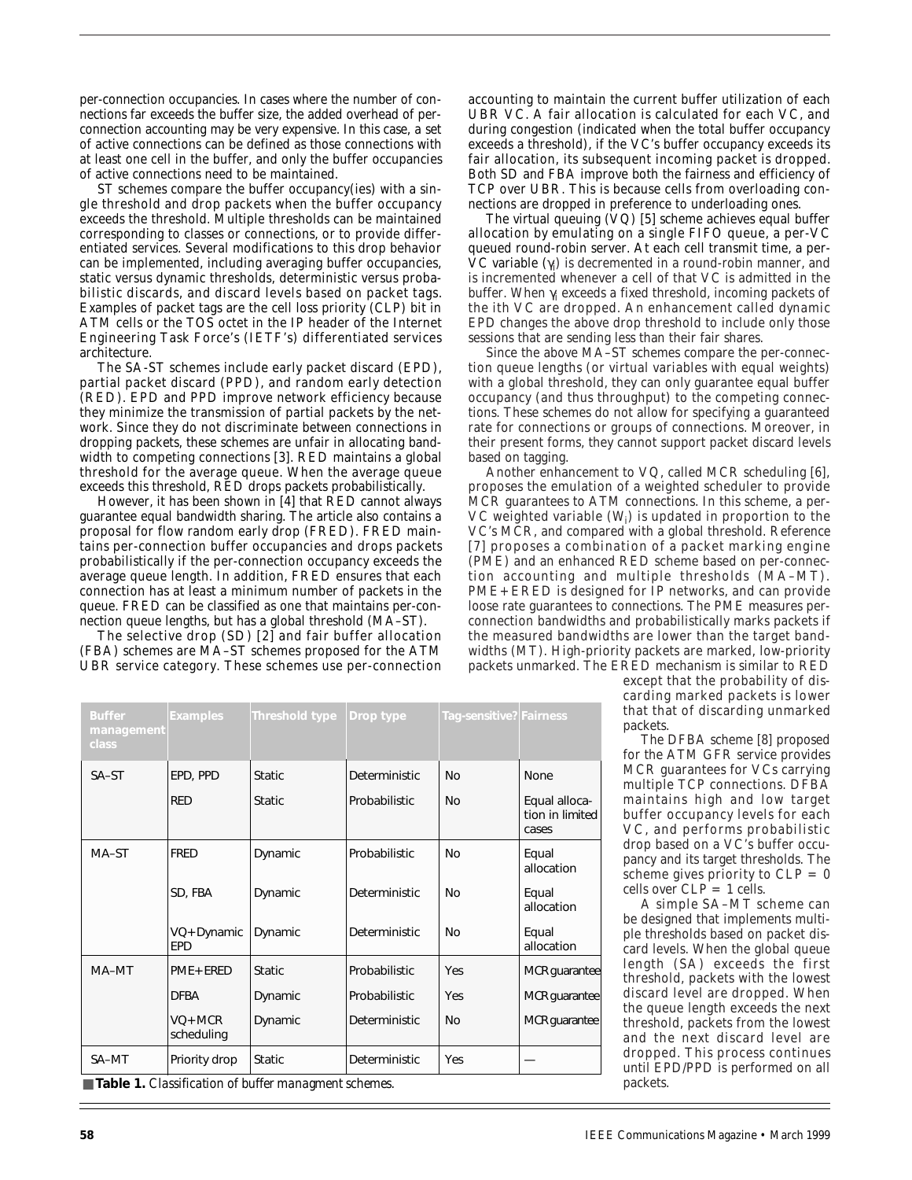per-connection occupancies. In cases where the number of connections far exceeds the buffer size, the added overhead of per-connection accounting may be very expensive. In this case, a set of active connections can be defined as those connections with at least one cell in the buffer, and only the buffer occupancies of active connections need to be maintained.

ST schemes compare the buffer occupancy(ies) with a single threshold and drop packets when the buffer occupancy exceeds the threshold. Multiple thresholds can be maintained corresponding to classes or connections, or to provide differentiated services. Several modifications to this drop behavior can be implemented, including averaging buffer occupancies, static versus dynamic thresholds, deterministic versus probabilistic discards, and discard levels based on packet tags. Examples of packet tags are the cell loss priority (CLP) bit in ATM cells or the TOS octet in the IP header of the Internet Engineering Task Force's (IETF's) differentiated services architecture.

The SA-ST schemes include early packet discard (EPD), partial packet discard (PPD), and random early detection (RED). EPD and PPD improve network efficiency because they minimize the transmission of partial packets by the network. Since they do not discriminate between connections in dropping packets, these schemes are unfair in allocating bandwidth to competing connections [3]. RED maintains a global threshold for the average queue. When the average queue exceeds this threshold, RED drops packets probabilistically.

However, it has been shown in [4] that RED cannot always guarantee equal bandwidth sharing. The article also contains a proposal for flow random early drop (FRED). FRED maintains per-connection buffer occupancies and drops packets probabilistically if the per-connection occupancy exceeds the average queue length. In addition, FRED ensures that each connection has at least a minimum number of packets in the queue. FRED can be classified as one that maintains per-connection queue lengths, but has a global threshold (MA–ST).

The selective drop (SD) [2] and fair buffer allocation (FBA) schemes are MA–ST schemes proposed for the ATM UBR service category. These schemes use per-connection accounting to maintain the current buffer utilization of each UBR VC. A fair allocation is calculated for each VC, and during congestion (indicated when the total buffer occupancy exceeds a threshold), if the VC's buffer occupancy exceeds its fair allocation, its subsequent incoming packet is dropped. Both SD and FBA improve both the fairness and efficiency of TCP over UBR. This is because cells from overloading connections are dropped in preference to underloading ones.

The virtual queuing (VQ) [5] scheme achieves equal buffer allocation by emulating on a single FIFO queue, a per-VC queued round-robin server. At each cell transmit time, a per-VC variable ($\gamma_i$) is decremented in a round-robin manner, and is incremented whenever a cell of that VC is admitted in the buffer. When $\gamma_i$ exceeds a fixed threshold, incoming packets of the ith VC are dropped. An enhancement called dynamic EPD changes the above drop threshold to include only those sessions that are sending less than their fair shares.

Since the above MA–ST schemes compare the per-connection queue lengths (or virtual variables with equal weights) with a global threshold, they can only guarantee equal buffer occupancy (and thus throughput) to the competing connections. These schemes do not allow for specifying a guaranteed rate for connections or groups of connections. Moreover, in their present forms, they cannot support packet discard levels based on tagging.

Another enhancement to VQ, called MCR scheduling [6], proposes the emulation of a weighted scheduler to provide MCR guarantees to ATM connections. In this scheme, a per-VC weighted variable ($W_i$) is updated in proportion to the VC's MCR, and compared with a global threshold. Reference [7] proposes a combination of a packet marking engine (PME) and an enhanced RED scheme based on per-connection accounting and multiple thresholds (MA–MT). PME+ERED is designed for IP networks, and can provide loose rate guarantees to connections. The PME measures per-connection bandwidths and probabilistically marks packets if the measured bandwidths are lower than the target bandwidths (MT). High-priority packets are marked, low-priority packets unmarked. The ERED mechanism is similar to RED except that the probability of discarding marked packets is lower that that of discarding unmarked packets.

The DFBA scheme [8] proposed for the ATM GFR service provides MCR guarantees for VCs carrying multiple TCP connections. DFBA maintains high and low target buffer occupancy levels for each VC, and performs probabilistic drop based on a VC's buffer occupancy and its target thresholds. The scheme gives priority to CLP = 0 cells over CLP = 1 cells.

A simple SA–MT scheme can be designed that implements multiple thresholds based on packet discard levels. When the global queue length (SA) exceeds the first threshold, packets with the lowest discard level are dropped. When the queue length exceeds the next threshold, packets from the lowest and the next discard level are dropped. This process continues until EPD/PPD is performed on all packets.

| Buffer management class | Examples | Threshold type | Drop type | Tag-sensitive? | Fairness |
|---|---|---|---|---|---|
| SA–ST | EPD, PPD | Static | Deterministic | No | None |
| | RED | Static | Probabilistic | No | Equal allocation in limited cases |
| MA–ST | FRED | Dynamic | Probabilistic | No | Equal allocation |
| | SD, FBA | Dynamic | Deterministic | No | Equal allocation |
| | VQ+Dynamic EPD | Dynamic | Deterministic | No | Equal allocation |
| MA–MT | PME+ERED | Static | Probabilistic | Yes | MCR guarantee |
| | DFBA | Dynamic | Probabilistic | Yes | MCR guarantee |
| | VQ+MCR scheduling | Dynamic | Deterministic | No | MCR guarantee |
| SA–MT | Priority drop | Static | Deterministic | Yes | — |

**Table 1.** *Classification of buffer managment schemes.*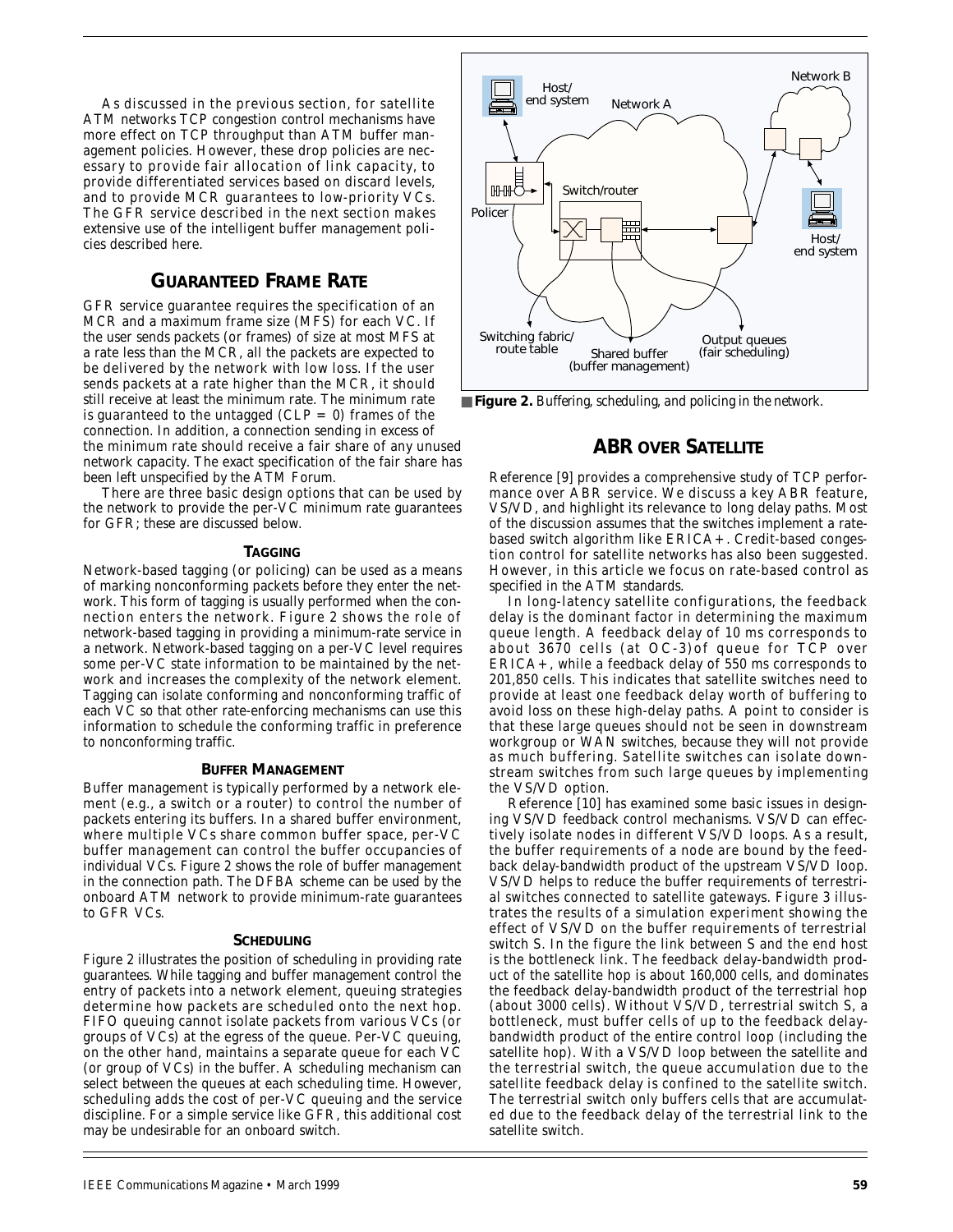As discussed in the previous section, for satellite ATM networks TCP congestion control mechanisms have more effect on TCP throughput than ATM buffer management policies. However, these drop policies are necessary to provide fair allocation of link capacity, to provide differentiated services based on discard levels, and to provide MCR guarantees to low-priority VCs. The GFR service described in the next section makes extensive use of the intelligent buffer management policies described here.

## GUARANTEED FRAME RATE

GFR service guarantee requires the specification of an MCR and a maximum frame size (MFS) for each VC. If the user sends packets (or frames) of size at most MFS at a rate less than the MCR, all the packets are expected to be delivered by the network with low loss. If the user sends packets at a rate higher than the MCR, it should still receive at least the minimum rate. The minimum rate is guaranteed to the untagged (CLP = 0) frames of the connection. In addition, a connection sending in excess of the minimum rate should receive a fair share of any unused network capacity. The exact specification of the fair share has been left unspecified by the ATM Forum.

There are three basic design options that can be used by the network to provide the per-VC minimum rate guarantees for GFR; these are discussed below.

### TAGGING

Network-based tagging (or policing) can be used as a means of marking nonconforming packets before they enter the network. This form of tagging is usually performed when the connection enters the network. Figure 2 shows the role of network-based tagging in providing a minimum-rate service in a network. Network-based tagging on a per-VC level requires some per-VC state information to be maintained by the network and increases the complexity of the network element. Tagging can isolate conforming and nonconforming traffic of each VC so that other rate-enforcing mechanisms can use this information to schedule the conforming traffic in preference to nonconforming traffic.

### BUFFER MANAGEMENT

Buffer management is typically performed by a network element (e.g., a switch or a router) to control the number of packets entering its buffers. In a shared buffer environment, where multiple VCs share common buffer space, per-VC buffer management can control the buffer occupancies of individual VCs. Figure 2 shows the role of buffer management in the connection path. The DFBA scheme can be used by the onboard ATM network to provide minimum-rate guarantees to GFR VCs.

### SCHEDULING

Figure 2 illustrates the position of scheduling in providing rate guarantees. While tagging and buffer management control the entry of packets into a network element, queuing strategies determine how packets are scheduled onto the next hop. FIFO queuing cannot isolate packets from various VCs (or groups of VCs) at the egress of the queue. Per-VC queuing, on the other hand, maintains a separate queue for each VC (or group of VCs) in the buffer. A scheduling mechanism can select between the queues at each scheduling time. However, scheduling adds the cost of per-VC queuing and the service discipline. For a simple service like GFR, this additional cost may be undesirable for an onboard switch.

Host/ end system | Network A | Network B | Policer | Switch/router | Host/ end system | Switching fabric/ route table | Shared buffer (buffer management) | Output queues (fair scheduling)

**Figure 2.** *Buffering, scheduling, and policing in the network.*

## ABR OVER SATELLITE

Reference [9] provides a comprehensive study of TCP performance over ABR service. We discuss a key ABR feature, VS/VD, and highlight its relevance to long delay paths. Most of the discussion assumes that the switches implement a rate-based switch algorithm like ERICA+. Credit-based congestion control for satellite networks has also been suggested. However, in this article we focus on rate-based control as specified in the ATM standards.

In long-latency satellite configurations, the feedback delay is the dominant factor in determining the maximum queue length. A feedback delay of 10 ms corresponds to about 3670 cells (at OC-3)of queue for TCP over ERICA+, while a feedback delay of 550 ms corresponds to 201,850 cells. This indicates that satellite switches need to provide at least one feedback delay worth of buffering to avoid loss on these high-delay paths. A point to consider is that these large queues should not be seen in downstream workgroup or WAN switches, because they will not provide as much buffering. Satellite switches can isolate downstream switches from such large queues by implementing the VS/VD option.

Reference [10] has examined some basic issues in designing VS/VD feedback control mechanisms. VS/VD can effectively isolate nodes in different VS/VD loops. As a result, the buffer requirements of a node are bound by the feedback delay-bandwidth product of the upstream VS/VD loop. VS/VD helps to reduce the buffer requirements of terrestrial switches connected to satellite gateways. Figure 3 illustrates the results of a simulation experiment showing the effect of VS/VD on the buffer requirements of terrestrial switch S. In the figure the link between S and the end host is the bottleneck link. The feedback delay-bandwidth product of the satellite hop is about 160,000 cells, and dominates the feedback delay-bandwidth product of the terrestrial hop (about 3000 cells). Without VS/VD, terrestrial switch S, a bottleneck, must buffer cells of up to the feedback delay-bandwidth product of the entire control loop (including the satellite hop). With a VS/VD loop between the satellite and the terrestrial switch, the queue accumulation due to the satellite feedback delay is confined to the satellite switch. The terrestrial switch only buffers cells that are accumulated due to the feedback delay of the terrestrial link to the satellite switch.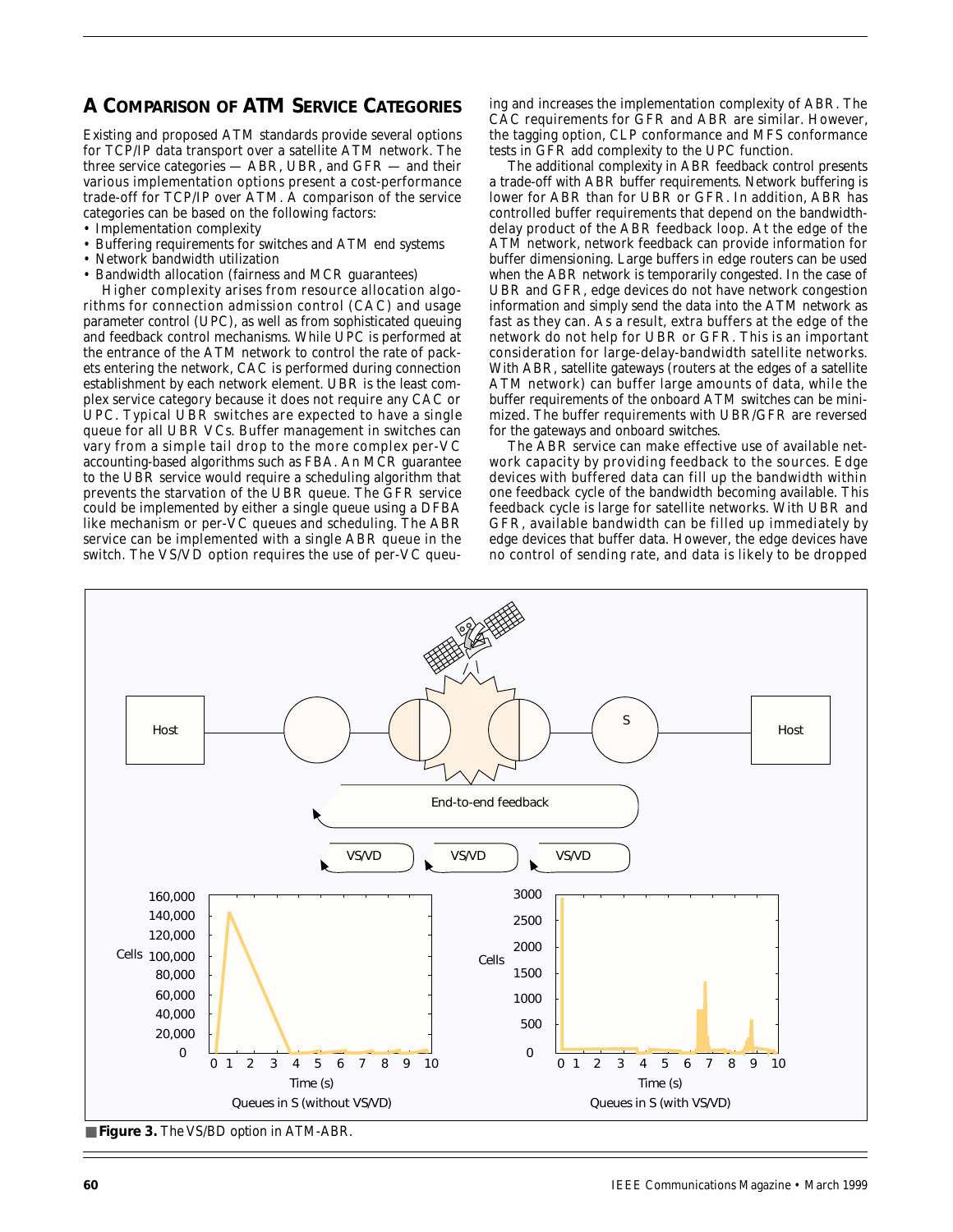## A COMPARISON OF ATM SERVICE CATEGORIES

Existing and proposed ATM standards provide several options for TCP/IP data transport over a satellite ATM network. The three service categories — ABR, UBR, and GFR — and their various implementation options present a cost-performance trade-off for TCP/IP over ATM. A comparison of the service categories can be based on the following factors:

- Implementation complexity
- Buffering requirements for switches and ATM end systems
- Network bandwidth utilization
- Bandwidth allocation (fairness and MCR guarantees)

Higher complexity arises from resource allocation algorithms for connection admission control (CAC) and usage parameter control (UPC), as well as from sophisticated queuing and feedback control mechanisms. While UPC is performed at the entrance of the ATM network to control the rate of packets entering the network, CAC is performed during connection establishment by each network element. UBR is the least complex service category because it does not require any CAC or UPC. Typical UBR switches are expected to have a single queue for all UBR VCs. Buffer management in switches can vary from a simple tail drop to the more complex per-VC accounting-based algorithms such as FBA. An MCR guarantee to the UBR service would require a scheduling algorithm that prevents the starvation of the UBR queue. The GFR service could be implemented by either a single queue using a DFBA like mechanism or per-VC queues and scheduling. The ABR service can be implemented with a single ABR queue in the switch. The VS/VD option requires the use of per-VC queuing and increases the implementation complexity of ABR. The CAC requirements for GFR and ABR are similar. However, the tagging option, CLP conformance and MFS conformance tests in GFR add complexity to the UPC function.

The additional complexity in ABR feedback control presents a trade-off with ABR buffer requirements. Network buffering is lower for ABR than for UBR or GFR. In addition, ABR has controlled buffer requirements that depend on the bandwidth-delay product of the ABR feedback loop. At the edge of the ATM network, network feedback can provide information for buffer dimensioning. Large buffers in edge routers can be used when the ABR network is temporarily congested. In the case of UBR and GFR, edge devices do not have network congestion information and simply send the data into the ATM network as fast as they can. As a result, extra buffers at the edge of the network do not help for UBR or GFR. This is an important consideration for large-delay-bandwidth satellite networks. With ABR, satellite gateways (routers at the edges of a satellite ATM network) can buffer large amounts of data, while the buffer requirements of the onboard ATM switches can be minimized. The buffer requirements with UBR/GFR are reversed for the gateways and onboard switches.

The ABR service can make effective use of available network capacity by providing feedback to the sources. Edge devices with buffered data can fill up the bandwidth within one feedback cycle of the bandwidth becoming available. This feedback cycle is large for satellite networks. With UBR and GFR, available bandwidth can be filled up immediately by edge devices that buffer data. However, the edge devices have no control of sending rate, and data is likely to be dropped

■ **Figure 3.** *The VS/BD option in ATM-ABR.*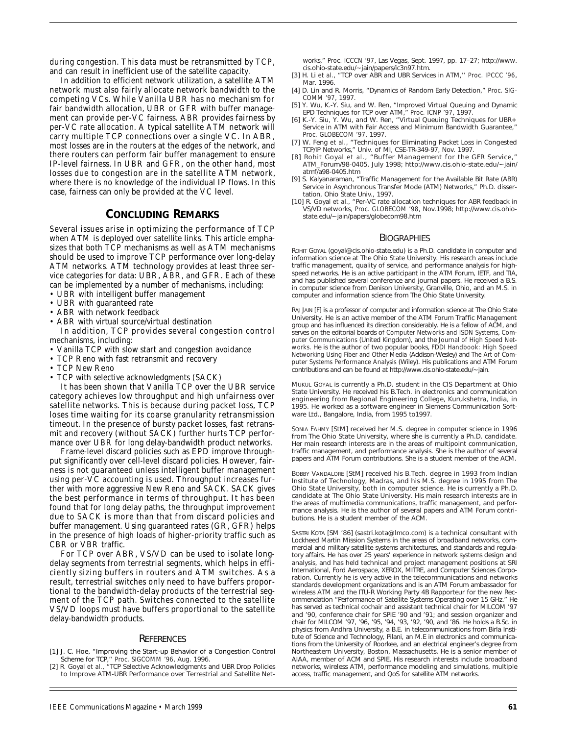during congestion. This data must be retransmitted by TCP, and can result in inefficient use of the satellite capacity.

In addition to efficient network utilization, a satellite ATM network must also fairly allocate network bandwidth to the competing VCs. While Vanilla UBR has no mechanism for fair bandwidth allocation, UBR or GFR with buffer management can provide per-VC fairness. ABR provides fairness by per-VC rate allocation. A typical satellite ATM network will carry multiple TCP connections over a single VC. In ABR, most losses are in the routers at the edges of the network, and there routers can perform fair buffer management to ensure IP-level fairness. In UBR and GFR, on the other hand, most losses due to congestion are in the satellite ATM network, where there is no knowledge of the individual IP flows. In this case, fairness can only be provided at the VC level.

## Concluding Remarks

Several issues arise in optimizing the performance of TCP when ATM is deployed over satellite links. This article emphasizes that both TCP mechanisms as well as ATM mechanisms should be used to improve TCP performance over long-delay ATM networks. ATM technology provides at least three service categories for data: UBR, ABR, and GFR. Each of these can be implemented by a number of mechanisms, including:

- UBR with intelligent buffer management
- UBR with guaranteed rate
- ABR with network feedback
- ABR with virtual source/virtual destination

In addition, TCP provides several congestion control mechanisms, including:

- Vanilla TCP with slow start and congestion avoidance
- TCP Reno with fast retransmit and recovery
- TCP New Reno
- TCP with selective acknowledgments (SACK)

It has been shown that Vanilla TCP over the UBR service category achieves low throughput and high unfairness over satellite networks. This is because during packet loss, TCP loses time waiting for its coarse granularity retransmission timeout. In the presence of bursty packet losses, fast retransmit and recovery (without SACK) further hurts TCP performance over UBR for long delay-bandwidth product networks.

Frame-level discard policies such as EPD improve throughput significantly over cell-level discard policies. However, fairness is not guaranteed unless intelligent buffer management using per-VC accounting is used. Throughput increases further with more aggressive New Reno and SACK. SACK gives the best performance in terms of throughput. It has been found that for long delay paths, the throughput improvement due to SACK is more than that from discard policies and buffer management. Using guaranteed rates (GR, GFR) helps in the presence of high loads of higher-priority traffic such as CBR or VBR traffic.

For TCP over ABR, VS/VD can be used to isolate long-delay segments from terrestrial segments, which helps in efficiently sizing buffers in routers and ATM switches. As a result, terrestrial switches only need to have buffers proportional to the bandwidth-delay products of the terrestrial segment of the TCP path. Switches connected to the satellite VS/VD loops must have buffers proportional to the satellite delay-bandwidth products.

## References

[1] J. C. Hoe, "Improving the Start-up Behavior of a Congestion Control Scheme for TCP," *Proc. SIGCOMM '96*, Aug. 1996.

[2] R. Goyal *et al.*, "TCP Selective Acknowledgments and UBR Drop Policies to Improve ATM-UBR Performance over Terrestrial and Satellite Networks," *Proc. ICCCN '97*, Las Vegas, Sept. 1997, pp. 17–27; http://www.cis.ohio-state.edu/~jain/papers/ic3n97.htm.

[3] H. Li *et al.*, "TCP over ABR and UBR Services in ATM," *Proc. IPCCC '96*, Mar. 1996.

[4] D. Lin and R. Morris, "Dynamics of Random Early Detection," *Proc. SIGCOMM '97*, 1997.

[5] Y. Wu, K.-Y. Siu, and W. Ren, "Improved Virtual Queuing and Dynamic EPD Techniques for TCP over ATM," *Proc. ICNP '97*, 1997.

[6] K.-Y. Siu, Y. Wu, and W. Ren, "Virtual Queuing Techniques for UBR+ Service in ATM with Fair Access and Minimum Bandwidth Guarantee," *Proc. GLOBECOM '97*, 1997.

[7] W. Feng *et al.*, "Techniques for Eliminating Packet Loss in Congested TCP/IP Networks," Univ. of MI, CSE-TR-349-97, Nov. 1997.

[8] Rohit Goyal *et al.*, "Buffer Management for the GFR Service," ATM_Forum/98-0405, July 1998; http://www.cis.ohio-state.edu/~jain/atmf/a98-0405.htm

[9] S. Kalyanaraman, "Traffic Management for the Available Bit Rate (ABR) Service in Asynchronous Transfer Mode (ATM) Networks," Ph.D. dissertation, Ohio State Univ., 1997.

[10] R. Goyal *et al.*, "Per-VC rate allocation techniques for ABR feedback in VS/VD networks, *Proc. GLOBECOM '98*, Nov.1998; http://www.cis.ohio-state.edu/~jain/papers/globecom98.htm

## Biographies

ROHIT GOYAL (goyal@cis.ohio-state.edu) is a Ph.D. candidate in computer and information science at The Ohio State University. His research areas include traffic management, quality of service, and performance analysis for high-speed networks. He is an active participant in the ATM Forum, IETF, and TIA, and has published several conference and journal papers. He received a B.S. in computer science from Denison University, Granville, Ohio, and an M.S. in computer and information science from The Ohio State University.

RAJ JAIN [F] is a professor of computer and information science at The Ohio State University. He is an active member of the ATM Forum Traffic Management group and has influenced its direction considerably. He is a fellow of ACM, and serves on the editorial boards of *Computer Networks and ISDN Systems*, *Computer Communications* (United Kingdom), and the *Journal of High Speed Networks*. He is the author of two popular books, *FDDI Handbook: High Speed Networking Using Fiber and Other Media* (Addison-Wesley) and *The Art of Computer Systems Performance Analysis* (Wiley). His publications and ATM Forum contributions and can be found at http://www.cis.ohio-state.edu/~jain.

MUKUL GOYAL is currently a Ph.D. student in the CIS Department at Ohio State University. He received his B.Tech. in electronics and communication engineering from Regional Engineering College, Kurukshetra, India, in 1995. He worked as a software engineer in Siemens Communication Software Ltd., Bangalore, India, from 1995 to1997.

SONIA FAHMY [StM] received her M.S. degree in computer science in 1996 from The Ohio State University, where she is currently a Ph.D. candidate. Her main research interests are in the areas of multipoint communication, traffic management, and performance analysis. She is the author of several papers and ATM Forum contributions. She is a student member of the ACM.

BOBBY VANDALORE [StM] received his B.Tech. degree in 1993 from Indian Institute of Technology, Madras, and his M.S. degree in 1995 from The Ohio State University, both in computer science. He is currently a Ph.D. candidate at The Ohio State University. His main research interests are in the areas of multimedia communications, traffic management, and performance analysis. He is the author of several papers and ATM Forum contributions. He is a student member of the ACM.

SASTRI KOTA [SM '86] (sastri.kota@lmco.com) is a technical consultant with Lockheed Martin Mission Systems in the areas of broadband networks, commercial and military satellite systems architectures, and standards and regulatory affairs. He has over 25 years' experience in network systems design and analysis, and has held technical and project management positions at SRI International, Ford Aerospace, XEROX, MITRE, and Computer Sciences Corporation. Currently he is very active in the telecommunications and networks standards development organizations and is an ATM Forum ambassador for wireless ATM and the ITU-R Working Party 4B Rapporteur for the new Recommendation "Performance of Satellite Systems Operating over 15 GHz." He has served as technical cochair and assistant technical chair for MILCOM '97 and '90, conference chair for SPIE '90 and '91; and session organizer and chair for MILCOM '97, '96, '95, '94, '93, '92, '90, and '86. He holds a B.Sc. in physics from Andhra University, a B.E. in telecommunications from Birla Institute of Science and Technology, Pilani, an M.E in electronics and communications from the University of Roorkee, and an electrical engineer's degree from Northeastern University, Boston, Massachusetts. He is a senior member of AIAA, member of ACM and SPIE. His research interests include broadband networks, wireless ATM, performance modeling and simulations, multiple access, traffic management, and QoS for satellite ATM networks.